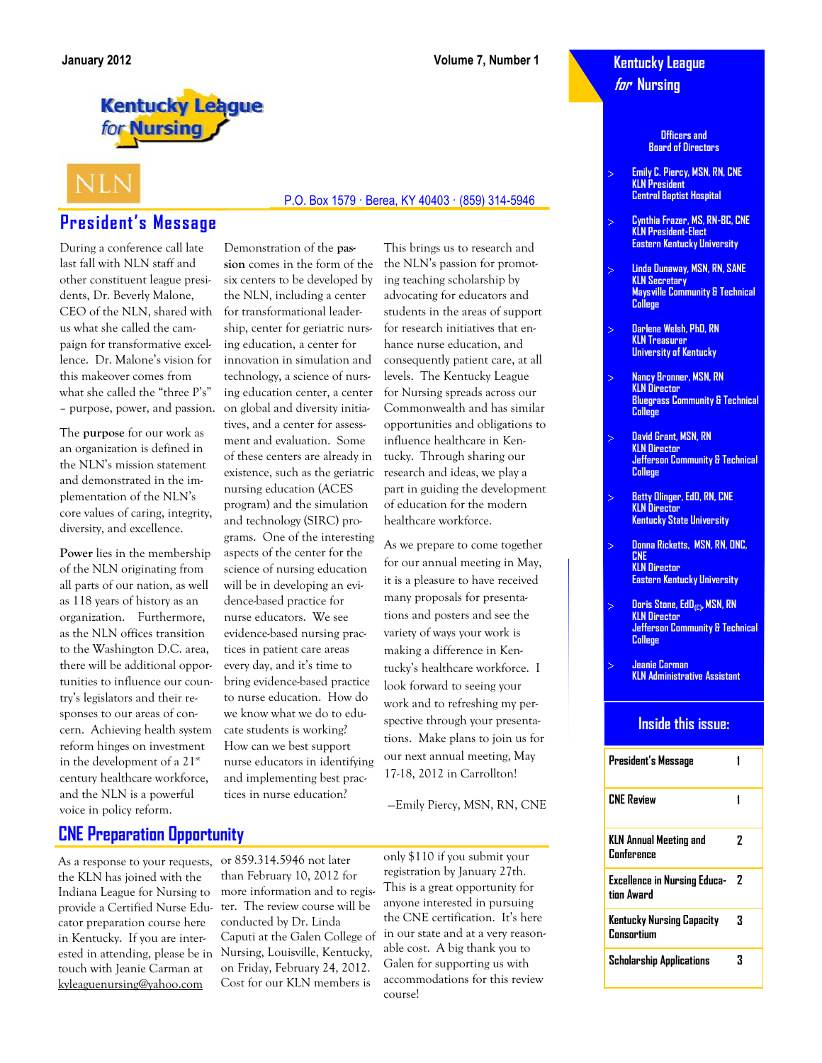January 2012 Volume 7, Number 1

Kentucky League for Nursing

NLN

P.O. Box 1579 · Berea, KY 40403 · (859) 314-5946

## President's Message

During a conference call late last fall with NLN staff and other constituent league presidents, Dr. Beverly Malone, CEO of the NLN, shared with us what she called the campaign for transformative excellence. Dr. Malone's vision for this makeover comes from what she called the "three P's" – purpose, power, and passion.

The **purpose** for our work as an organization is defined in the NLN's mission statement and demonstrated in the implementation of the NLN's core values of caring, integrity, diversity, and excellence.

**Power** lies in the membership of the NLN originating from all parts of our nation, as well as 118 years of history as an organization. Furthermore, as the NLN offices transition to the Washington D.C. area, there will be additional opportunities to influence our country's legislators and their responses to our areas of concern. Achieving health system reform hinges on investment in the development of a 21st century healthcare workforce, and the NLN is a powerful voice in policy reform.

Demonstration of the **passion** comes in the form of the six centers to be developed by the NLN, including a center for transformational leadership, center for geriatric nursing education, a center for innovation in simulation and technology, a science of nursing education center, a center on global and diversity initiatives, and a center for assessment and evaluation. Some of these centers are already in existence, such as the geriatric nursing education (ACES program) and the simulation and technology (SIRC) programs. One of the interesting aspects of the center for the science of nursing education will be in developing an evidence-based practice for nurse educators. We see evidence-based nursing practices in patient care areas every day, and it's time to bring evidence-based practice to nurse education. How do we know what we do to educate students is working? How can we best support nurse educators in identifying and implementing best practices in nurse education?

This brings us to research and the NLN's passion for promoting teaching scholarship by advocating for educators and students in the areas of support for research initiatives that enhance nurse education, and consequently patient care, at all levels. The Kentucky League for Nursing spreads across our Commonwealth and has similar opportunities and obligations to influence healthcare in Kentucky. Through sharing our research and ideas, we play a part in guiding the development of education for the modern healthcare workforce.

As we prepare to come together for our annual meeting in May, it is a pleasure to have received many proposals for presentations and posters and see the variety of ways your work is making a difference in Kentucky's healthcare workforce. I look forward to seeing your work and to refreshing my perspective through your presentations. Make plans to join us for our next annual meeting, May 17-18, 2012 in Carrollton!

—Emily Piercy, MSN, RN, CNE

## CNE Preparation Opportunity

As a response to your requests, the KLN has joined with the Indiana League for Nursing to provide a Certified Nurse Educator preparation course here in Kentucky. If you are interested in attending, please be in touch with Jeanie Carman at kyleaguenursing@yahoo.com or 859.314.5946 not later than February 10, 2012 for more information and to register. The review course will be conducted by Dr. Linda Caputi at the Galen College of Nursing, Louisville, Kentucky, on Friday, February 24, 2012. Cost for our KLN members is only $110 if you submit your registration by January 27th. This is a great opportunity for anyone interested in pursuing the CNE certification. It's here in our state and at a very reasonable cost. A big thank you to Galen for supporting us with accommodations for this review course!

---

**Kentucky League for Nursing**

**Officers and Board of Directors**

- Emily C. Piercy, MSN, RN, CNE
  KLN President
  Central Baptist Hospital
- Cynthia Frazer, MS, RN-BC, CNE
  KLN President-Elect
  Eastern Kentucky University
- Linda Dunaway, MSN, RN, SANE
  KLN Secretary
  Maysville Community & Technical College
- Darlene Welsh, PhD, RN
  KLN Treasurer
  University of Kentucky
- Nancy Bronner, MSN, RN
  KLN Director
  Bluegrass Community & Technical College
- David Grant, MSN, RN
  KLN Director
  Jefferson Community & Technical College
- Betty Olinger, EdD, RN, CNE
  KLN Director
  Kentucky State University
- Donna Ricketts, MSN, RN, ONC, CNE
  KLN Director
  Eastern Kentucky University
- Doris Stone, EdD(C), MSN, RN
  KLN Director
  Jefferson Community & Technical College
- Jeanie Carman
  KLN Administrative Assistant

**Inside this issue:**

| | |
|---|---|
| President's Message | 1 |
| CNE Review | 1 |
| KLN Annual Meeting and Conference | 2 |
| Excellence in Nursing Education Award | 2 |
| Kentucky Nursing Capacity Consortium | 3 |
| Scholarship Applications | 3 |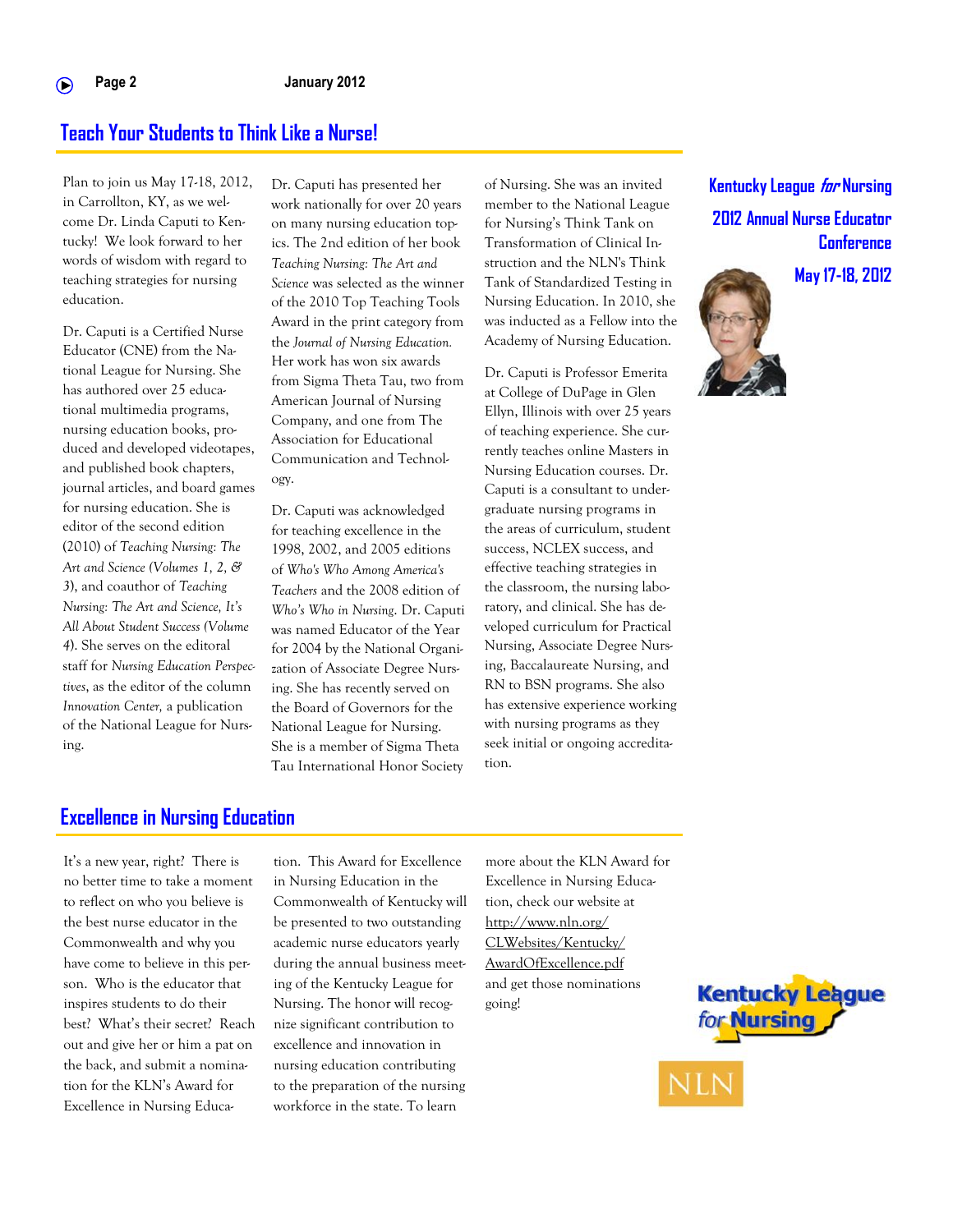## Teach Your Students to Think Like a Nurse!

Plan to join us May 17-18, 2012, in Carrollton, KY, as we welcome Dr. Linda Caputi to Kentucky! We look forward to her words of wisdom with regard to teaching strategies for nursing education.

Dr. Caputi is a Certified Nurse Educator (CNE) from the National League for Nursing. She has authored over 25 educational multimedia programs, nursing education books, produced and developed videotapes, and published book chapters, journal articles, and board games for nursing education. She is editor of the second edition (2010) of *Teaching Nursing: The Art and Science (Volumes 1, 2, & 3)*, and coauthor of *Teaching Nursing: The Art and Science, It's All About Student Success (Volume 4)*. She serves on the editoral staff for *Nursing Education Perspectives*, as the editor of the column *Innovation Center,* a publication of the National League for Nursing.

Dr. Caputi has presented her work nationally for over 20 years on many nursing education topics. The 2nd edition of her book *Teaching Nursing: The Art and Science* was selected as the winner of the 2010 Top Teaching Tools Award in the print category from the *Journal of Nursing Education.* Her work has won six awards from Sigma Theta Tau, two from American Journal of Nursing Company, and one from The Association for Educational Communication and Technology.

Dr. Caputi was acknowledged for teaching excellence in the 1998, 2002, and 2005 editions of *Who's Who Among America's Teachers* and the 2008 edition of *Who's Who in Nursing*. Dr. Caputi was named Educator of the Year for 2004 by the National Organization of Associate Degree Nursing. She has recently served on the Board of Governors for the National League for Nursing. She is a member of Sigma Theta Tau International Honor Society of Nursing. She was an invited member to the National League for Nursing's Think Tank on Transformation of Clinical Instruction and the NLN's Think Tank of Standardized Testing in Nursing Education. In 2010, she was inducted as a Fellow into the Academy of Nursing Education.

Dr. Caputi is Professor Emerita at College of DuPage in Glen Ellyn, Illinois with over 25 years of teaching experience. She currently teaches online Masters in Nursing Education courses. Dr. Caputi is a consultant to undergraduate nursing programs in the areas of curriculum, student success, NCLEX success, and effective teaching strategies in the classroom, the nursing laboratory, and clinical. She has developed curriculum for Practical Nursing, Associate Degree Nursing, Baccalaureate Nursing, and RN to BSN programs. She also has extensive experience working with nursing programs as they seek initial or ongoing accreditation.

**Kentucky League *for* Nursing**
**2012 Annual Nurse Educator Conference**
**May 17-18, 2012**

## Excellence in Nursing Education

It's a new year, right? There is no better time to take a moment to reflect on who you believe is the best nurse educator in the Commonwealth and why you have come to believe in this person. Who is the educator that inspires students to do their best? What's their secret? Reach out and give her or him a pat on the back, and submit a nomination for the KLN's Award for Excellence in Nursing Education. This Award for Excellence in Nursing Education in the Commonwealth of Kentucky will be presented to two outstanding academic nurse educators yearly during the annual business meeting of the Kentucky League for Nursing. The honor will recognize significant contribution to excellence and innovation in nursing education contributing to the preparation of the nursing workforce in the state. To learn more about the KLN Award for Excellence in Nursing Education, check our website at http://www.nln.org/CLWebsites/Kentucky/AwardOfExcellence.pdf and get those nominations going!

Kentucky League for Nursing

NLN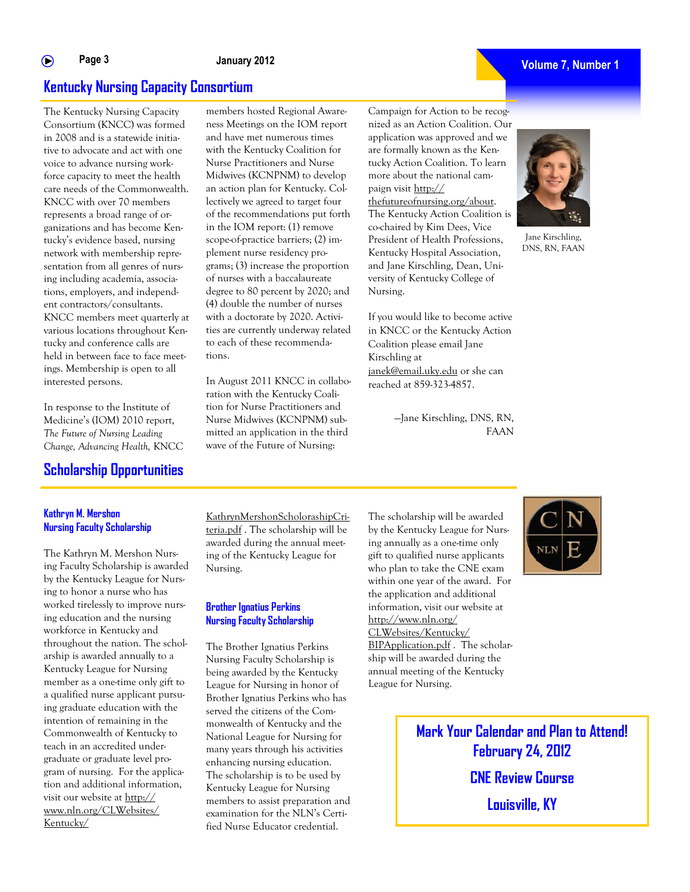## Kentucky Nursing Capacity Consortium

The Kentucky Nursing Capacity Consortium (KNCC) was formed in 2008 and is a statewide initiative to advocate and act with one voice to advance nursing workforce capacity to meet the health care needs of the Commonwealth. KNCC with over 70 members represents a broad range of organizations and has become Kentucky's evidence based, nursing network with membership representation from all genres of nursing including academia, associations, employers, and independent contractors/consultants. KNCC members meet quarterly at various locations throughout Kentucky and conference calls are held in between face to face meetings. Membership is open to all interested persons.

In response to the Institute of Medicine's (IOM) 2010 report, *The Future of Nursing Leading Change, Advancing Health,* KNCC members hosted Regional Awareness Meetings on the IOM report and have met numerous times with the Kentucky Coalition for Nurse Practitioners and Nurse Midwives (KCNPNM) to develop an action plan for Kentucky. Collectively we agreed to target four of the recommendations put forth in the IOM report: (1) remove scope-of-practice barriers; (2) implement nurse residency programs; (3) increase the proportion of nurses with a baccalaureate degree to 80 percent by 2020; and (4) double the number of nurses with a doctorate by 2020. Activities are currently underway related to each of these recommendations.

In August 2011 KNCC in collaboration with the Kentucky Coalition for Nurse Practitioners and Nurse Midwives (KCNPNM) submitted an application in the third wave of the Future of Nursing: Campaign for Action to be recognized as an Action Coalition. Our application was approved and we are formally known as the Kentucky Action Coalition. To learn more about the national campaign visit http://thefutureofnursing.org/about. The Kentucky Action Coalition is co-chaired by Kim Dees, Vice President of Health Professions, Kentucky Hospital Association, and Jane Kirschling, Dean, University of Kentucky College of Nursing.

If you would like to become active in KNCC or the Kentucky Action Coalition please email Jane Kirschling at janek@email.uky.edu or she can reached at 859-323-4857.

—Jane Kirschling, DNS, RN, FAAN

Jane Kirschling, DNS, RN, FAAN

## Scholarship Opportunities

### Kathryn M. Mershon Nursing Faculty Scholarship

The Kathryn M. Mershon Nursing Faculty Scholarship is awarded by the Kentucky League for Nursing to honor a nurse who has worked tirelessly to improve nursing education and the nursing workforce in Kentucky and throughout the nation. The scholarship is awarded annually to a Kentucky League for Nursing member as a one-time only gift to a qualified nurse applicant pursuing graduate education with the intention of remaining in the Commonwealth of Kentucky to teach in an accredited undergraduate or graduate level program of nursing. For the application and additional information, visit our website at http://www.nln.org/CLWebsites/Kentucky/KathrynMershonScholorashipCriteria.pdf . The scholarship will be awarded during the annual meeting of the Kentucky League for Nursing.

### Brother Ignatius Perkins Nursing Faculty Scholarship

The Brother Ignatius Perkins Nursing Faculty Scholarship is being awarded by the Kentucky League for Nursing in honor of Brother Ignatius Perkins who has served the citizens of the Commonwealth of Kentucky and the National League for Nursing for many years through his activities enhancing nursing education. The scholarship is to be used by Kentucky League for Nursing members to assist preparation and examination for the NLN's Certified Nurse Educator credential.

The scholarship will be awarded by the Kentucky League for Nursing annually as a one-time only gift to qualified nurse applicants who plan to take the CNE exam within one year of the award. For the application and additional information, visit our website at http://www.nln.org/CLWebsites/Kentucky/BIPApplication.pdf . The scholarship will be awarded during the annual meeting of the Kentucky League for Nursing.

**Mark Your Calendar and Plan to Attend!**
**February 24, 2012**

**CNE Review Course**

**Louisville, KY**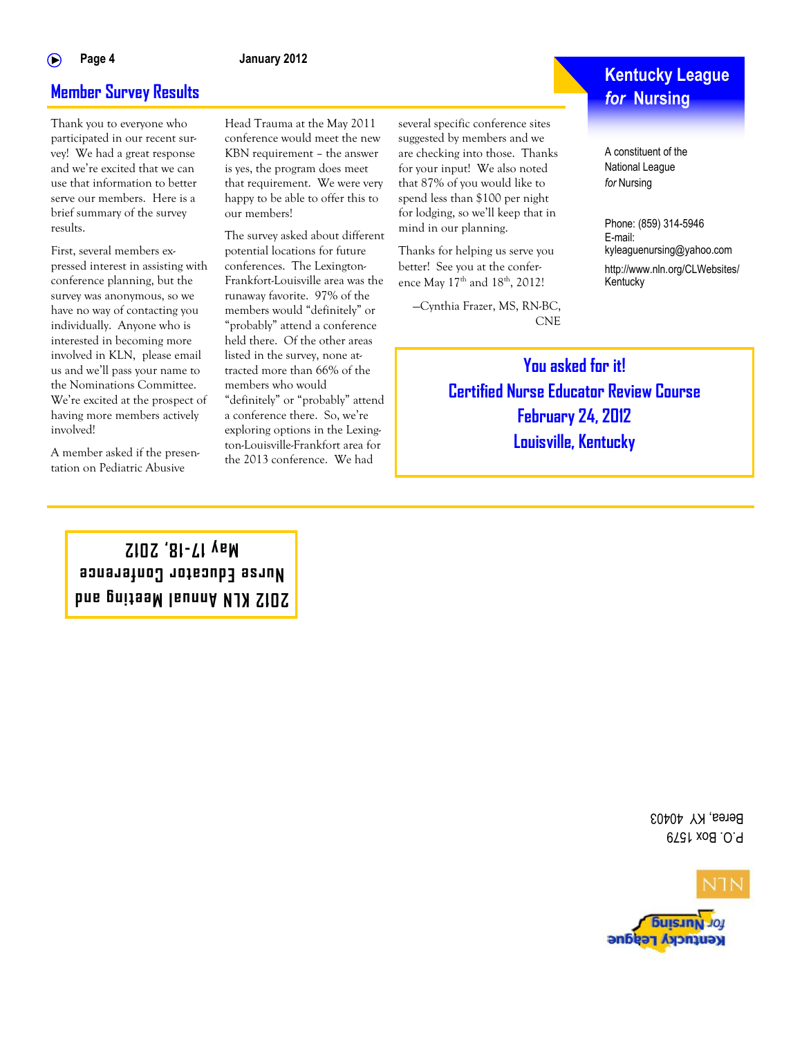## Member Survey Results

Thank you to everyone who participated in our recent survey! We had a great response and we're excited that we can use that information to better serve our members. Here is a brief summary of the survey results.

First, several members expressed interest in assisting with conference planning, but the survey was anonymous, so we have no way of contacting you individually. Anyone who is interested in becoming more involved in KLN, please email us and we'll pass your name to the Nominations Committee. We're excited at the prospect of having more members actively involved!

A member asked if the presentation on Pediatric Abusive Head Trauma at the May 2011 conference would meet the new KBN requirement – the answer is yes, the program does meet that requirement. We were very happy to be able to offer this to our members!

The survey asked about different potential locations for future conferences. The Lexington-Frankfort-Louisville area was the runaway favorite. 97% of the members would "definitely" or "probably" attend a conference held there. Of the other areas listed in the survey, none attracted more than 66% of the members who would "definitely" or "probably" attend a conference there. So, we're exploring options in the Lexington-Louisville-Frankfort area for the 2013 conference. We had several specific conference sites suggested by members and we are checking into those. Thanks for your input! We also noted that 87% of you would like to spend less than $100 per night for lodging, so we'll keep that in mind in our planning.

Thanks for helping us serve you better! See you at the conference May 17th and 18th, 2012!

—Cynthia Frazer, MS, RN-BC, CNE

**Kentucky League *for* Nursing**

A constituent of the National League *for* Nursing

Phone: (859) 314-5946
E-mail: kyleaguenursing@yahoo.com
http://www.nln.org/CLWebsites/Kentucky

**You asked for it!**
**Certified Nurse Educator Review Course**
**February 24, 2012**
**Louisville, Kentucky**

**2012 KLN Annual Meeting and Nurse Educator Conference**
**May 17-18, 2012**

P.O. Box 1579
Berea, KY 40403